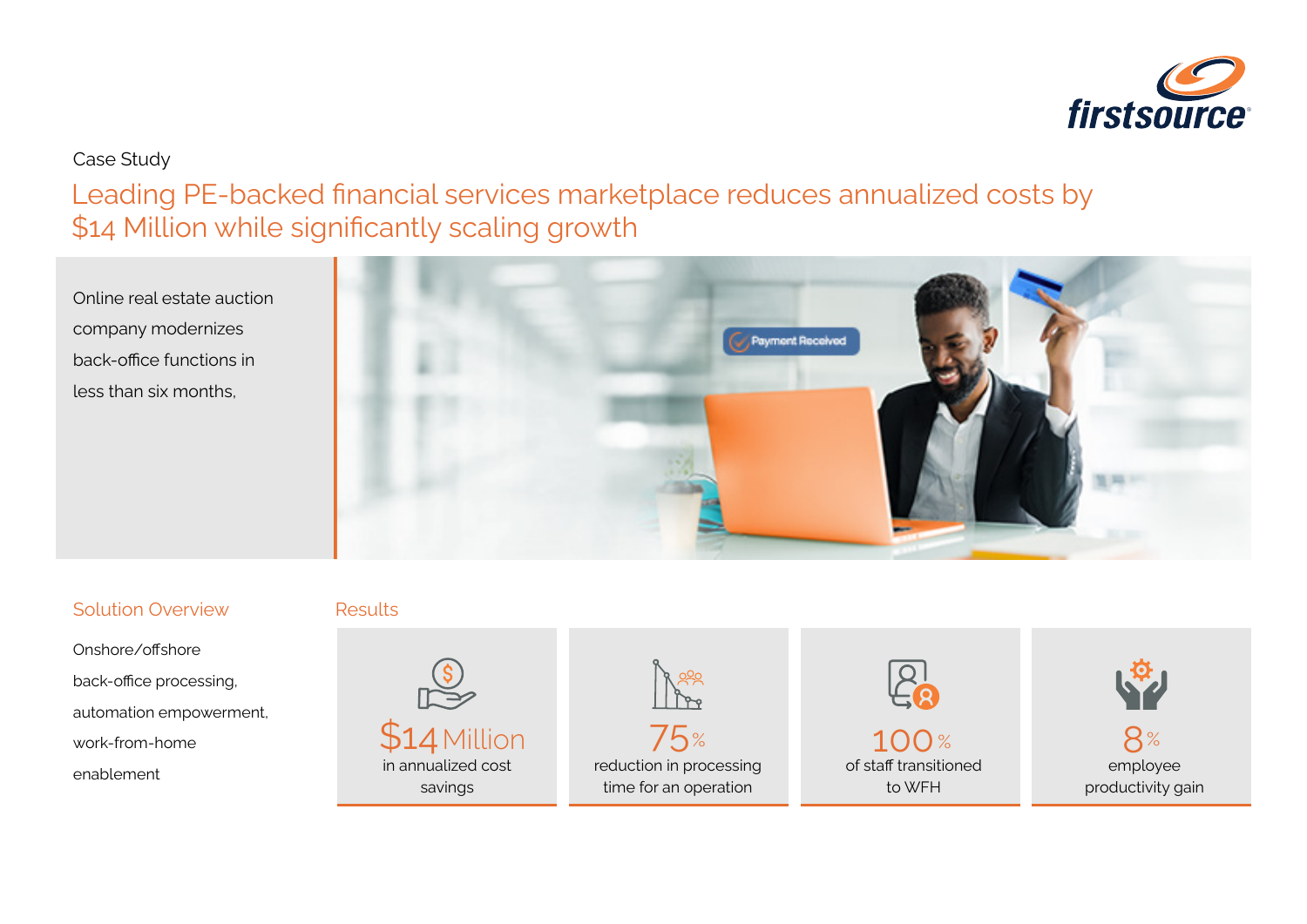Case Study

# Leading PE-backed financial services marketplace reduces annualized costs by $14 Million while significantly scaling growth

Online real estate auction company modernizes back-office functions in less than six months,

## Solution Overview

Onshore/offshore back-office processing, automation empowerment, work-from-home enablement

## Results

**$14 Million**
in annualized cost savings

**75%**
reduction in processing time for an operation

**100%**
of staff transitioned to WFH

**8%**
employee productivity gain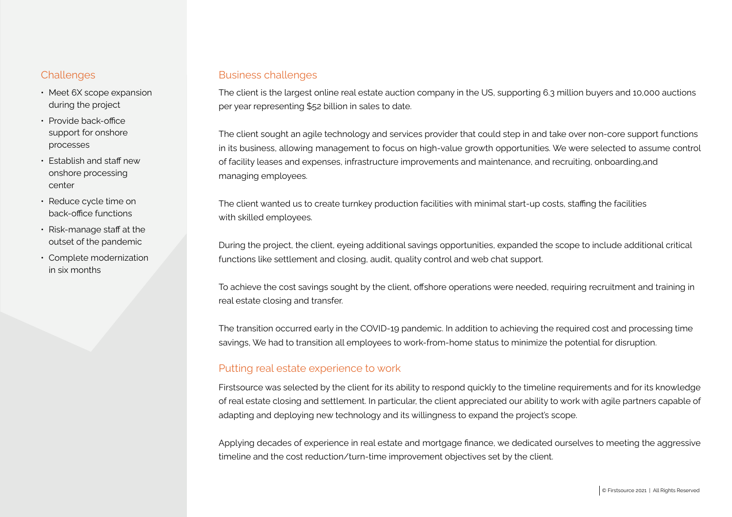## Challenges

- Meet 6X scope expansion during the project
- Provide back-office support for onshore processes
- Establish and staff new onshore processing center
- Reduce cycle time on back-office functions
- Risk-manage staff at the outset of the pandemic
- Complete modernization in six months

## Business challenges

The client is the largest online real estate auction company in the US, supporting 6.3 million buyers and 10,000 auctions per year representing $52 billion in sales to date.

The client sought an agile technology and services provider that could step in and take over non-core support functions in its business, allowing management to focus on high-value growth opportunities. We were selected to assume control of facility leases and expenses, infrastructure improvements and maintenance, and recruiting, onboarding,and managing employees.

The client wanted us to create turnkey production facilities with minimal start-up costs, staffing the facilities with skilled employees.

During the project, the client, eyeing additional savings opportunities, expanded the scope to include additional critical functions like settlement and closing, audit, quality control and web chat support.

To achieve the cost savings sought by the client, offshore operations were needed, requiring recruitment and training in real estate closing and transfer.

The transition occurred early in the COVID-19 pandemic. In addition to achieving the required cost and processing time savings, We had to transition all employees to work-from-home status to minimize the potential for disruption.

## Putting real estate experience to work

Firstsource was selected by the client for its ability to respond quickly to the timeline requirements and for its knowledge of real estate closing and settlement. In particular, the client appreciated our ability to work with agile partners capable of adapting and deploying new technology and its willingness to expand the project's scope.

Applying decades of experience in real estate and mortgage finance, we dedicated ourselves to meeting the aggressive timeline and the cost reduction/turn-time improvement objectives set by the client.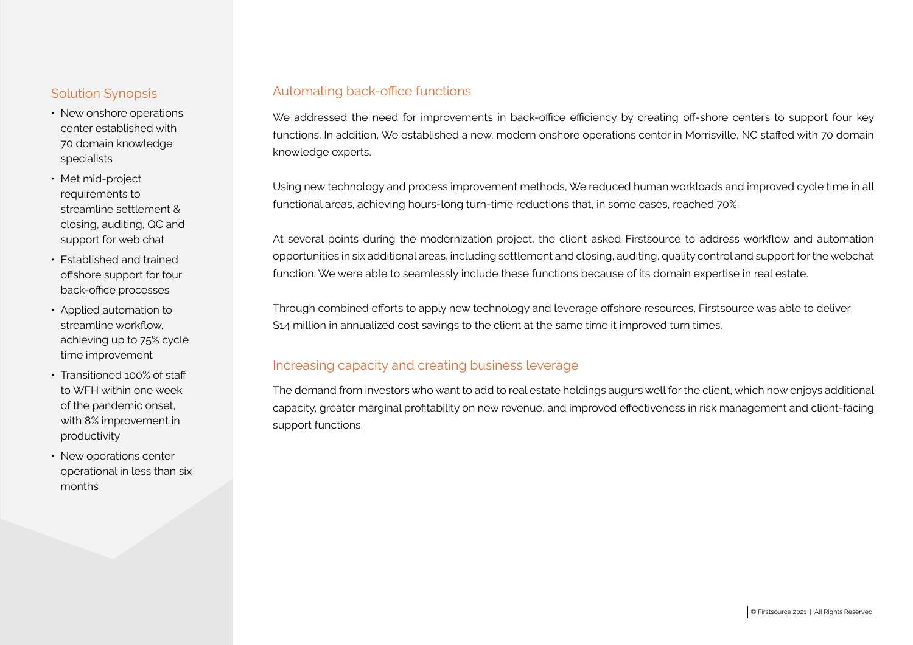## Solution Synopsis

- New onshore operations center established with 70 domain knowledge specialists
- Met mid-project requirements to streamline settlement & closing, auditing, QC and support for web chat
- Established and trained offshore support for four back-office processes
- Applied automation to streamline workflow, achieving up to 75% cycle time improvement
- Transitioned 100% of staff to WFH within one week of the pandemic onset, with 8% improvement in productivity
- New operations center operational in less than six months

## Automating back-office functions

We addressed the need for improvements in back-office efficiency by creating off-shore centers to support four key functions. In addition, We established a new, modern onshore operations center in Morrisville, NC staffed with 70 domain knowledge experts.

Using new technology and process improvement methods, We reduced human workloads and improved cycle time in all functional areas, achieving hours-long turn-time reductions that, in some cases, reached 70%.

At several points during the modernization project, the client asked Firstsource to address workflow and automation opportunities in six additional areas, including settlement and closing, auditing, quality control and support for the webchat function. We were able to seamlessly include these functions because of its domain expertise in real estate.

Through combined efforts to apply new technology and leverage offshore resources, Firstsource was able to deliver $14 million in annualized cost savings to the client at the same time it improved turn times.

## Increasing capacity and creating business leverage

The demand from investors who want to add to real estate holdings augurs well for the client, which now enjoys additional capacity, greater marginal profitability on new revenue, and improved effectiveness in risk management and client-facing support functions.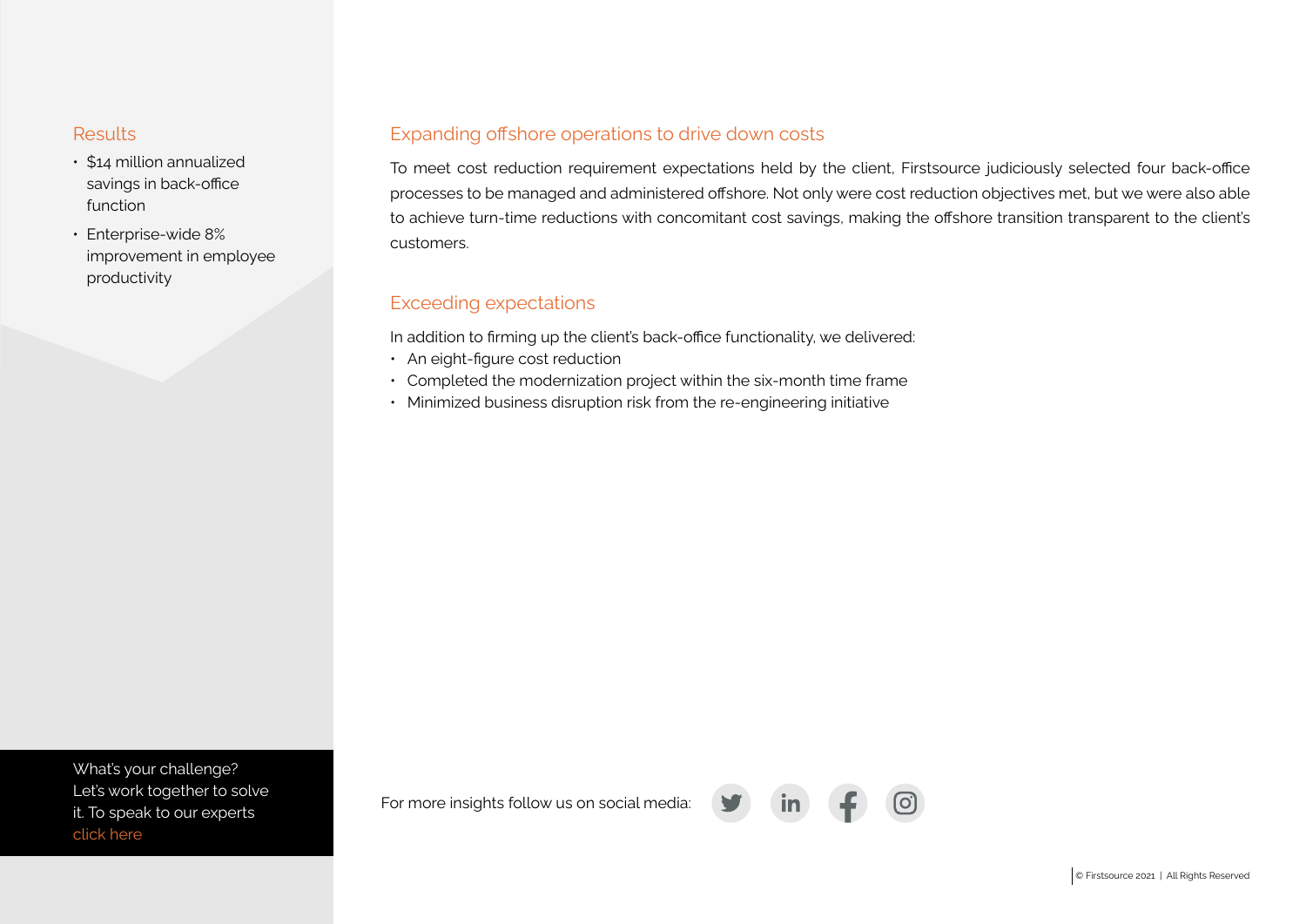## Results

- $14 million annualized savings in back-office function
- Enterprise-wide 8% improvement in employee productivity

## Expanding offshore operations to drive down costs

To meet cost reduction requirement expectations held by the client, Firstsource judiciously selected four back-office processes to be managed and administered offshore. Not only were cost reduction objectives met, but we were also able to achieve turn-time reductions with concomitant cost savings, making the offshore transition transparent to the client's customers.

## Exceeding expectations

In addition to firming up the client's back-office functionality, we delivered:

- An eight-figure cost reduction
- Completed the modernization project within the six-month time frame
- Minimized business disruption risk from the re-engineering initiative

What's your challenge? Let's work together to solve it. To speak to our experts click here

For more insights follow us on social media:

© Firstsource 2021 | All Rights Reserved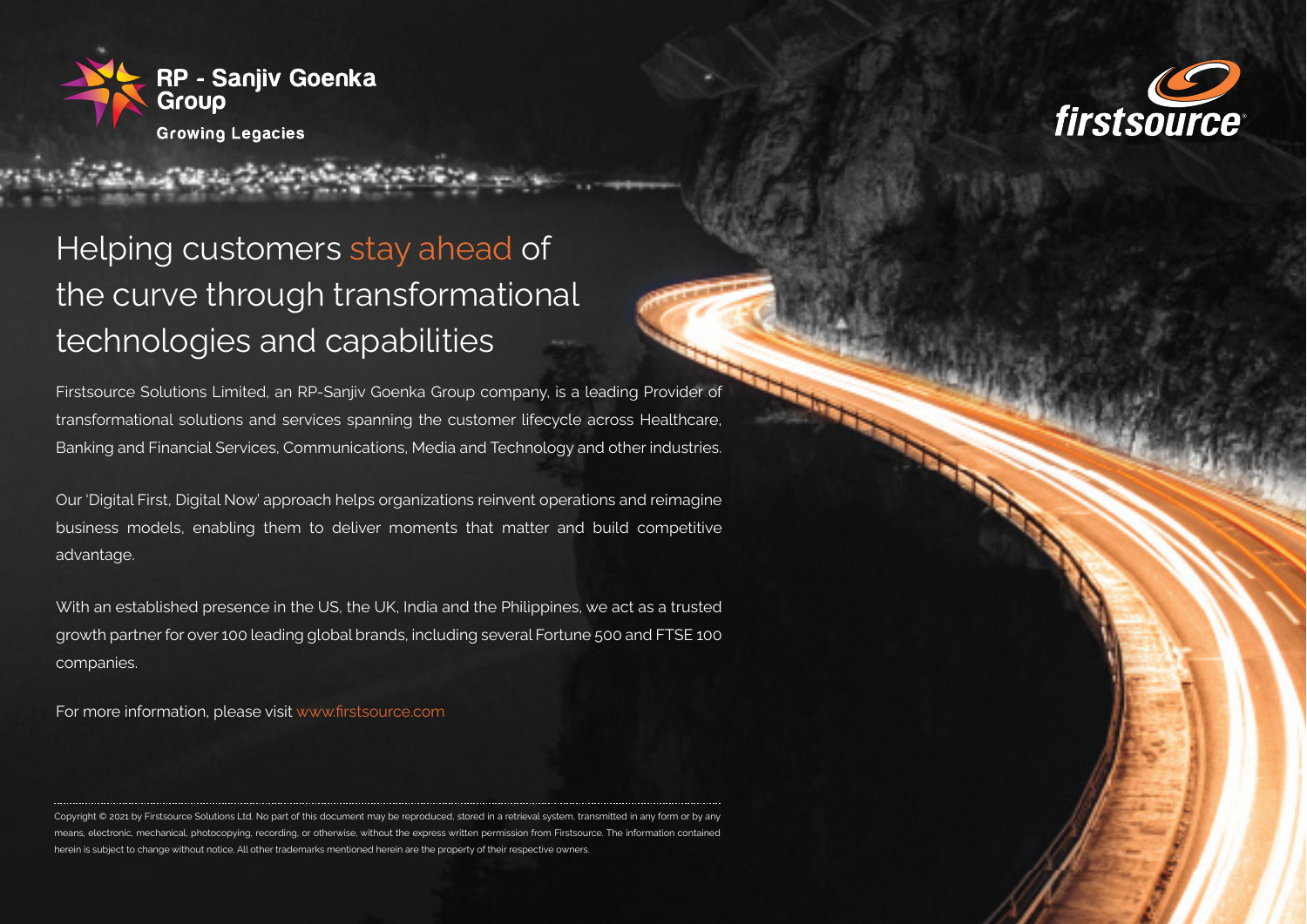RP - Sanjiv Goenka Group

Growing Legacies

firstsource

# Helping customers stay ahead of the curve through transformational technologies and capabilities

Firstsource Solutions Limited, an RP-Sanjiv Goenka Group company, is a leading Provider of transformational solutions and services spanning the customer lifecycle across Healthcare, Banking and Financial Services, Communications, Media and Technology and other industries.

Our 'Digital First, Digital Now' approach helps organizations reinvent operations and reimagine business models, enabling them to deliver moments that matter and build competitive advantage.

With an established presence in the US, the UK, India and the Philippines, we act as a trusted growth partner for over 100 leading global brands, including several Fortune 500 and FTSE 100 companies.

For more information, please visit www.firstsource.com

Copyright © 2021 by Firstsource Solutions Ltd. No part of this document may be reproduced, stored in a retrieval system, transmitted in any form or by any means, electronic, mechanical, photocopying, recording, or otherwise, without the express written permission from Firstsource. The information contained herein is subject to change without notice. All other trademarks mentioned herein are the property of their respective owners.